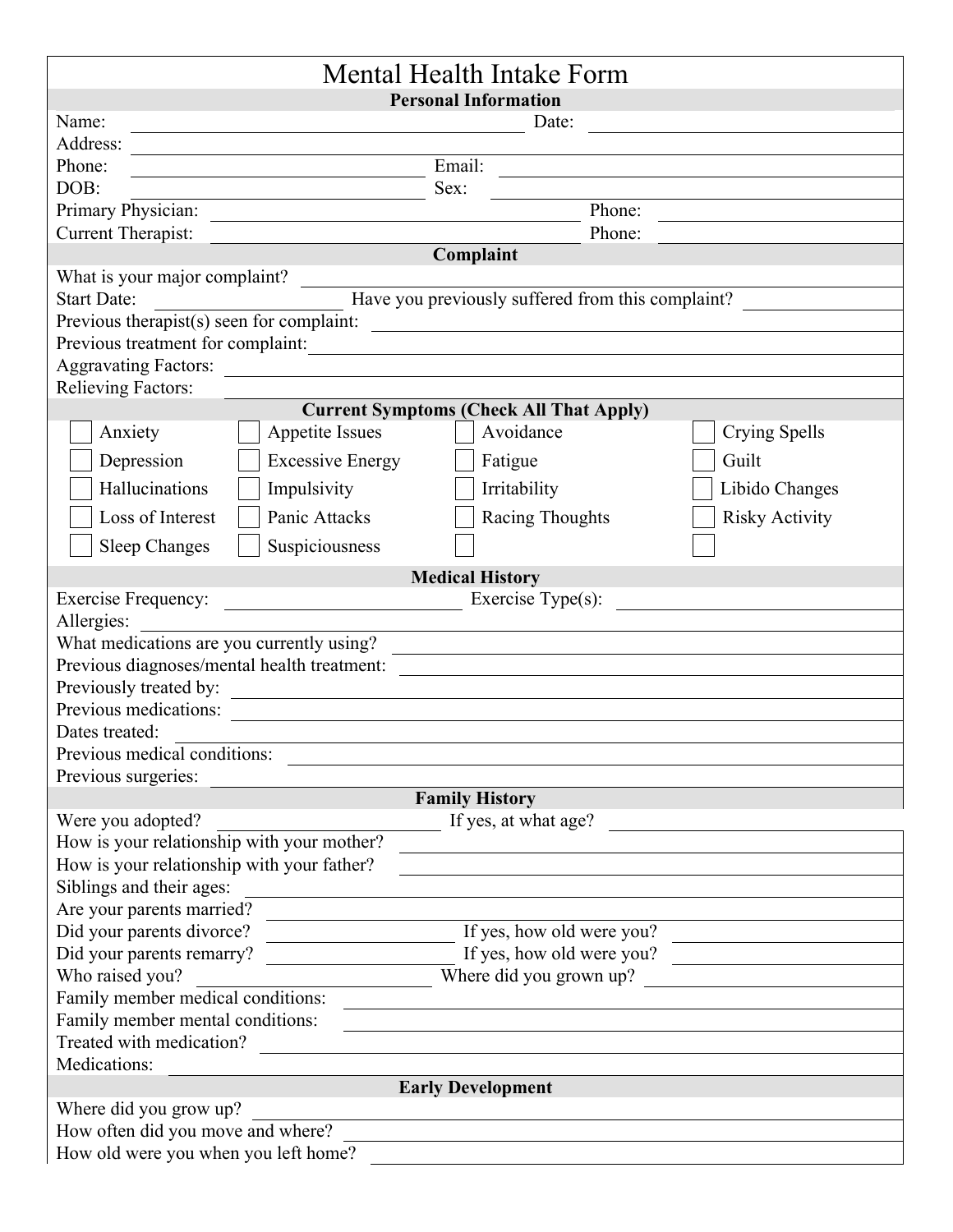# Mental Health Intake Form

## Personal Information

Name: ______________________ Date: ______________________

Address: ______________________

Phone: ______________________ Email: ______________________

DOB: ______________________ Sex: ______________________

Primary Physician: ______________________ Phone: ______________________

Current Therapist: ______________________ Phone: ______________________

## Complaint

What is your major complaint? ______________________

Start Date: ______________________ Have you previously suffered from this complaint? ______________________

Previous therapist(s) seen for complaint: ______________________

Previous treatment for complaint: ______________________

Aggravating Factors: ______________________

Relieving Factors: ______________________

## Current Symptoms (Check All That Apply)

| | | | |
|---|---|---|---|
| ☐ Anxiety | ☐ Appetite Issues | ☐ Avoidance | ☐ Crying Spells |
| ☐ Depression | ☐ Excessive Energy | ☐ Fatigue | ☐ Guilt |
| ☐ Hallucinations | ☐ Impulsivity | ☐ Irritability | ☐ Libido Changes |
| ☐ Loss of Interest | ☐ Panic Attacks | ☐ Racing Thoughts | ☐ Risky Activity |
| ☐ Sleep Changes | ☐ Suspiciousness | ☐ | ☐ |

## Medical History

Exercise Frequency: ______________________ Exercise Type(s): ______________________

Allergies: ______________________

What medications are you currently using? ______________________

Previous diagnoses/mental health treatment: ______________________

Previously treated by: ______________________

Previous medications: ______________________

Dates treated: ______________________

Previous medical conditions: ______________________

Previous surgeries: ______________________

## Family History

Were you adopted? ______________________ If yes, at what age? ______________________

How is your relationship with your mother? ______________________

How is your relationship with your father? ______________________

Siblings and their ages: ______________________

Are your parents married? ______________________

Did your parents divorce? ______________________ If yes, how old were you? ______________________

Did your parents remarry? ______________________ If yes, how old were you? ______________________

Who raised you? ______________________ Where did you grown up? ______________________

Family member medical conditions: ______________________

Family member mental conditions: ______________________

Treated with medication? ______________________

Medications: ______________________

## Early Development

Where did you grow up? ______________________

How often did you move and where? ______________________

How old were you when you left home? ______________________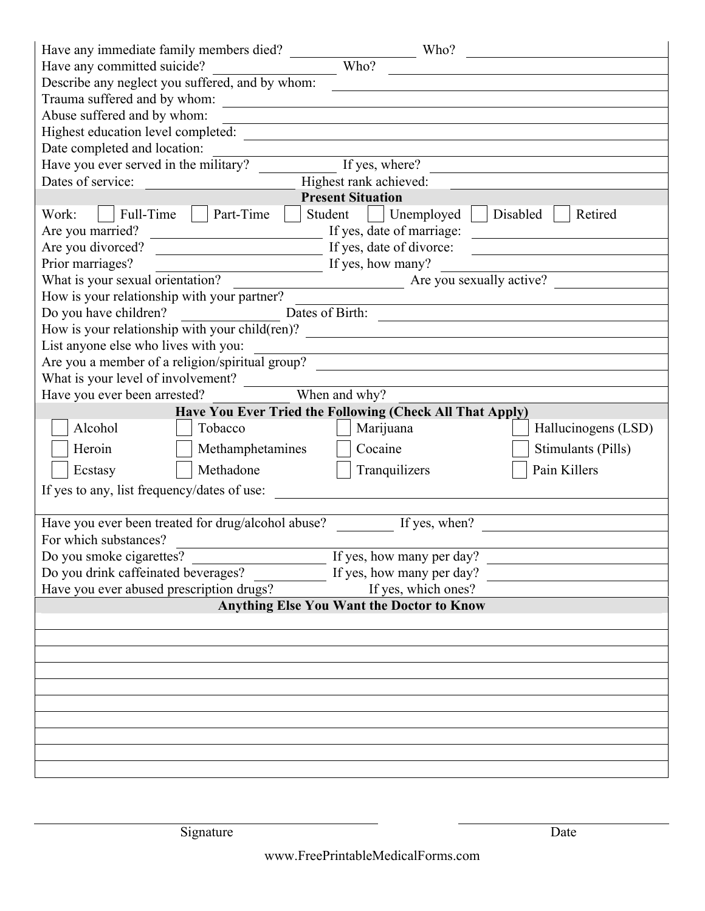Have any immediate family members died? ____________ Who? ____________

Have any committed suicide? ____________ Who? ____________

Describe any neglect you suffered, and by whom: ____________

Trauma suffered and by whom: ____________

Abuse suffered and by whom: ____________

Highest education level completed: ____________

Date completed and location: ____________

Have you ever served in the military? ____________ If yes, where? ____________

Dates of service: ____________ Highest rank achieved: ____________

## Present Situation

Work: ☐ Full-Time ☐ Part-Time ☐ Student ☐ Unemployed ☐ Disabled ☐ Retired

Are you married? ____________ If yes, date of marriage: ____________

Are you divorced? ____________ If yes, date of divorce: ____________

Prior marriages? ____________ If yes, how many? ____________

What is your sexual orientation? ____________ Are you sexually active? ____________

How is your relationship with your partner? ____________

Do you have children? ____________ Dates of Birth: ____________

How is your relationship with your child(ren)? ____________

List anyone else who lives with you: ____________

Are you a member of a religion/spiritual group? ____________

What is your level of involvement? ____________

Have you ever been arrested? ____________ When and why? ____________

## Have You Ever Tried the Following (Check All That Apply)

| | | | |
|---|---|---|---|
| ☐ Alcohol | ☐ Tobacco | ☐ Marijuana | ☐ Hallucinogens (LSD) |
| ☐ Heroin | ☐ Methamphetamines | ☐ Cocaine | ☐ Stimulants (Pills) |
| ☐ Ecstasy | ☐ Methadone | ☐ Tranquilizers | ☐ Pain Killers |

If yes to any, list frequency/dates of use: ____________

Have you ever been treated for drug/alcohol abuse? ____________ If yes, when? ____________

For which substances? ____________

Do you smoke cigarettes? ____________ If yes, how many per day? ____________

Do you drink caffeinated beverages? ____________ If yes, how many per day? ____________

Have you ever abused prescription drugs? If yes, which ones?

## Anything Else You Want the Doctor to Know

____________

____________

____________

____________

____________

____________

____________

____________

____________

____________ ____________

Signature Date

www.FreePrintableMedicalForms.com